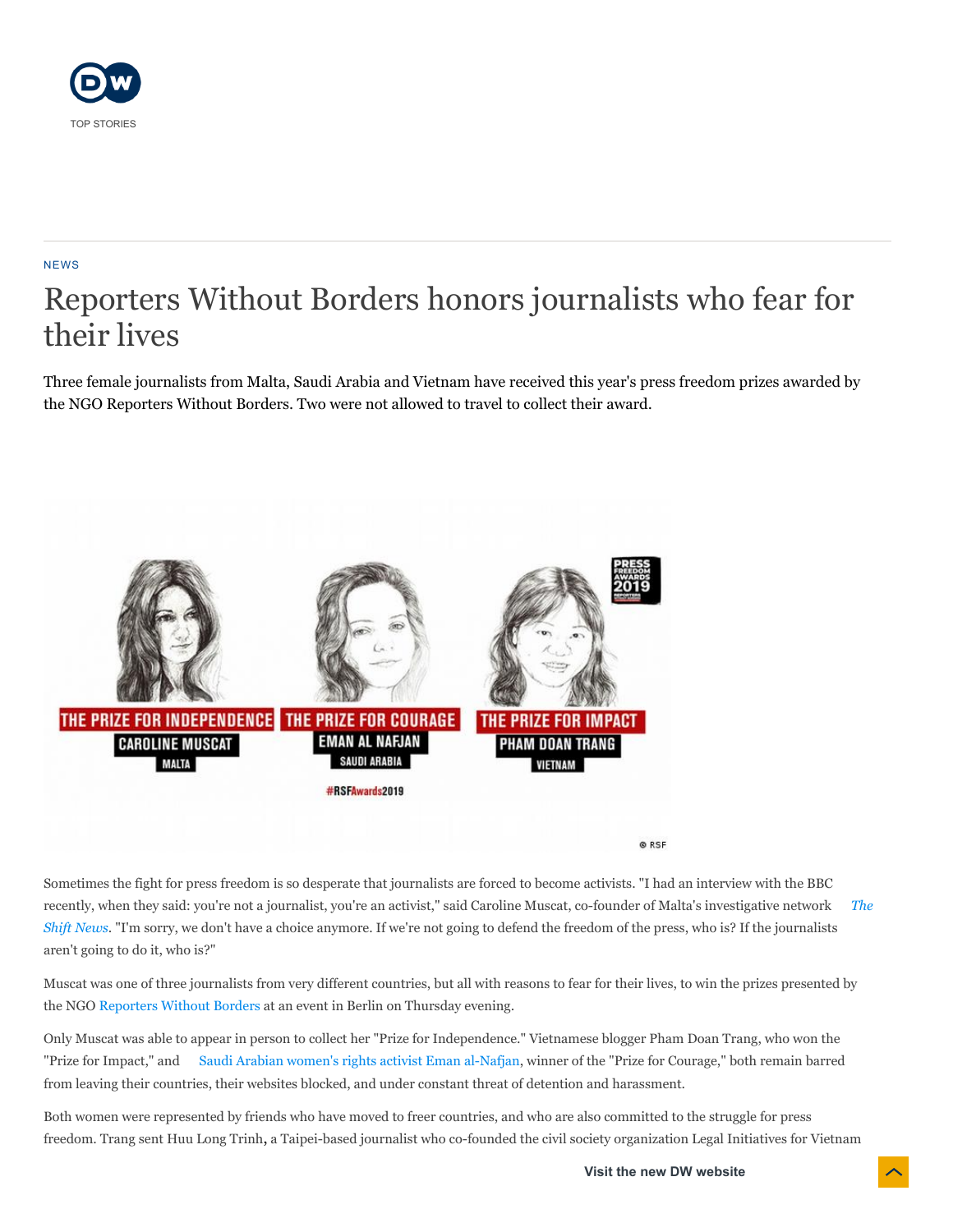NEWS

# Reporters Without Borders honors journalists who fear for their lives

Three female journalists from Malta, Saudi Arabia and Vietnam have received this year's press freedom prizes awarded by the NGO Reporters Without Borders. Two were not allowed to travel to collect their award.

Sometimes the fight for press freedom is so desperate that journalists are forced to become activists. "I had an interview with the BBC recently, when they said: you're not a journalist, you're an activist," said Caroline Muscat, co-founder of Malta's investigative network *The Shift News*. "I'm sorry, we don't have a choice anymore. If we're not going to defend the freedom of the press, who is? If the journalists aren't going to do it, who is?"

Muscat was one of three journalists from very different countries, but all with reasons to fear for their lives, to win the prizes presented by the NGO Reporters Without Borders at an event in Berlin on Thursday evening.

Only Muscat was able to appear in person to collect her "Prize for Independence." Vietnamese blogger Pham Doan Trang, who won the "Prize for Impact," and Saudi Arabian women's rights activist Eman al-Nafjan, winner of the "Prize for Courage," both remain barred from leaving their countries, their websites blocked, and under constant threat of detention and harassment.

Both women were represented by friends who have moved to freer countries, and who are also committed to the struggle for press freedom. Trang sent Huu Long Trinh, a Taipei-based journalist who co-founded the civil society organization Legal Initiatives for Vietnam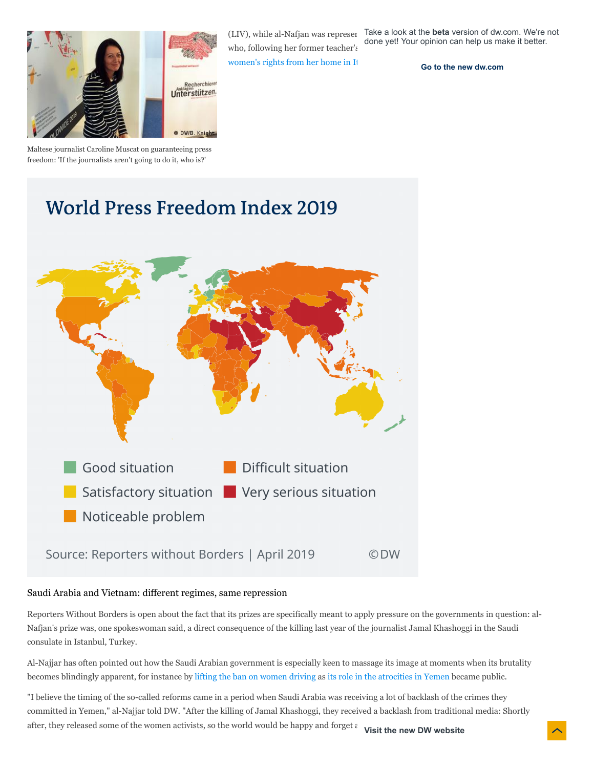(LIV), while al-Nafjan was represen
who, following her former teacher's
women's rights from her home in I

Take a look at the **beta** version of dw.com. We're not done yet! Your opinion can help us make it better.

**Go to the new dw.com**

Maltese journalist Caroline Muscat on guaranteeing press freedom: 'If the journalists aren't going to do it, who is?'

## World Press Freedom Index 2019

- Good situation
- Satisfactory situation
- Noticeable problem
- Difficult situation
- Very serious situation

Source: Reporters without Borders | April 2019 ©DW

Saudi Arabia and Vietnam: different regimes, same repression

Reporters Without Borders is open about the fact that its prizes are specifically meant to apply pressure on the governments in question: al-Nafjan's prize was, one spokeswoman said, a direct consequence of the killing last year of the journalist Jamal Khashoggi in the Saudi consulate in Istanbul, Turkey.

Al-Najjar has often pointed out how the Saudi Arabian government is especially keen to massage its image at moments when its brutality becomes blindingly apparent, for instance by lifting the ban on women driving as its role in the atrocities in Yemen became public.

"I believe the timing of the so-called reforms came in a period when Saudi Arabia was receiving a lot of backlash of the crimes they committed in Yemen," al-Najjar told DW. "After the killing of Jamal Khashoggi, they received a backlash from traditional media: Shortly after, they released some of the women activists, so the world would be happy and forget a

**Visit the new DW website**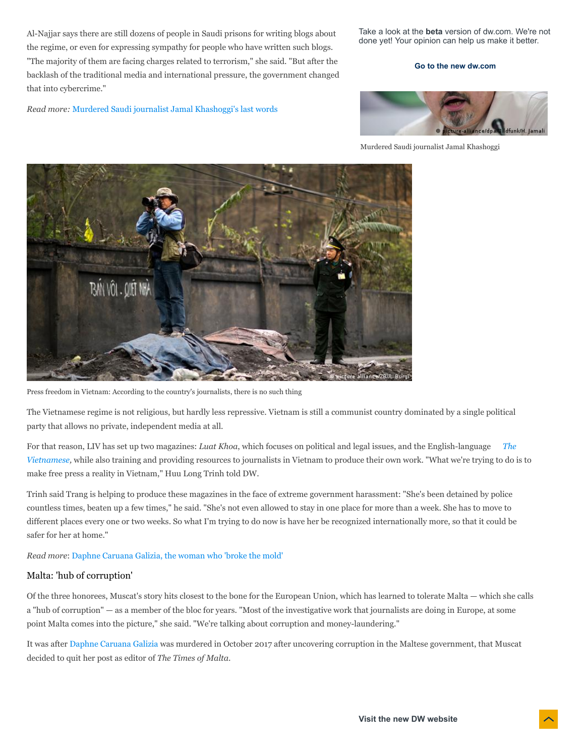Al-Najjar says there are still dozens of people in Saudi prisons for writing blogs about the regime, or even for expressing sympathy for people who have written such blogs. "The majority of them are facing charges related to terrorism," she said. "But after the backlash of the traditional media and international pressure, the government changed that into cybercrime."

*Read more:* Murdered Saudi journalist Jamal Khashoggi's last words

Murdered Saudi journalist Jamal Khashoggi

Press freedom in Vietnam: According to the country's journalists, there is no such thing

The Vietnamese regime is not religious, but hardly less repressive. Vietnam is still a communist country dominated by a single political party that allows no private, independent media at all.

For that reason, LIV has set up two magazines: *Luat Khoa*, which focuses on political and legal issues, and the English-language *The Vietnamese*, while also training and providing resources to journalists in Vietnam to produce their own work. "What we're trying to do is to make free press a reality in Vietnam," Huu Long Trinh told DW.

Trinh said Trang is helping to produce these magazines in the face of extreme government harassment: "She's been detained by police countless times, beaten up a few times," he said. "She's not even allowed to stay in one place for more than a week. She has to move to different places every one or two weeks. So what I'm trying to do now is have her be recognized internationally more, so that it could be safer for her at home."

*Read more*: Daphne Caruana Galizia, the woman who 'broke the mold'

## Malta: 'hub of corruption'

Of the three honorees, Muscat's story hits closest to the bone for the European Union, which has learned to tolerate Malta — which she calls a "hub of corruption" — as a member of the bloc for years. "Most of the investigative work that journalists are doing in Europe, at some point Malta comes into the picture," she said. "We're talking about corruption and money-laundering."

It was after Daphne Caruana Galizia was murdered in October 2017 after uncovering corruption in the Maltese government, that Muscat decided to quit her post as editor of *The Times of Malta*.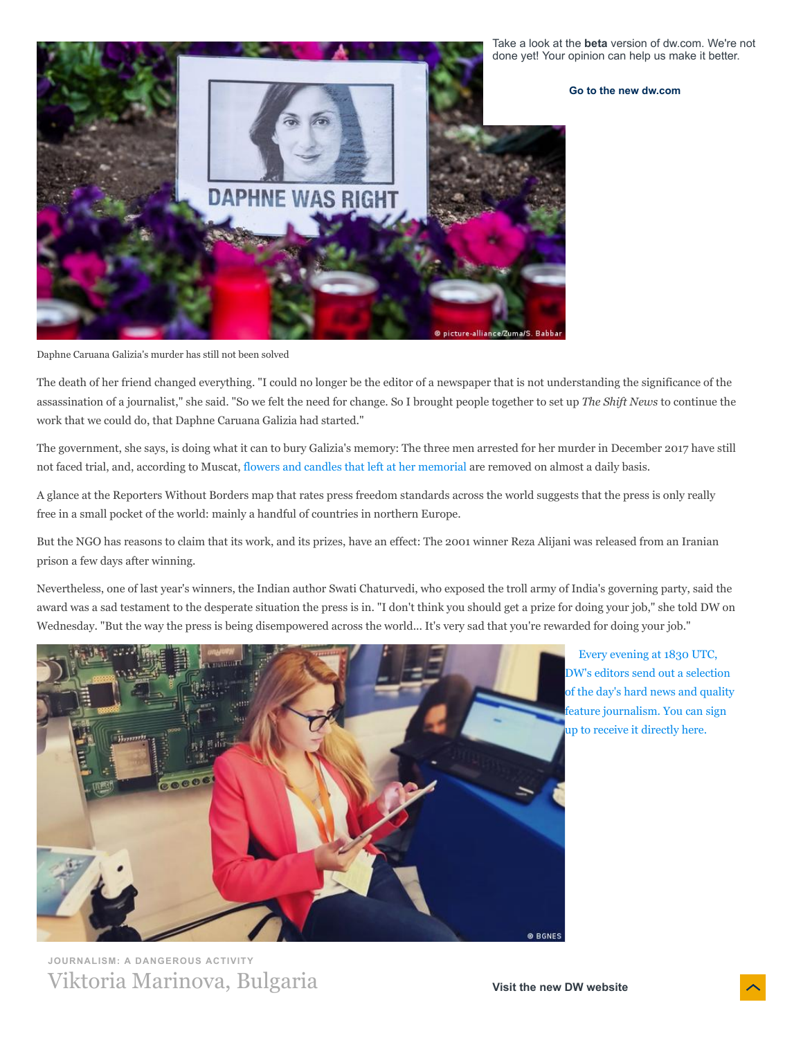Daphne Caruana Galizia's murder has still not been solved

The death of her friend changed everything. "I could no longer be the editor of a newspaper that is not understanding the significance of the assassination of a journalist," she said. "So we felt the need for change. So I brought people together to set up *The Shift News* to continue the work that we could do, that Daphne Caruana Galizia had started."

The government, she says, is doing what it can to bury Galizia's memory: The three men arrested for her murder in December 2017 have still not faced trial, and, according to Muscat, flowers and candles that left at her memorial are removed on almost a daily basis.

A glance at the Reporters Without Borders map that rates press freedom standards across the world suggests that the press is only really free in a small pocket of the world: mainly a handful of countries in northern Europe.

But the NGO has reasons to claim that its work, and its prizes, have an effect: The 2001 winner Reza Alijani was released from an Iranian prison a few days after winning.

Nevertheless, one of last year's winners, the Indian author Swati Chaturvedi, who exposed the troll army of India's governing party, said the award was a sad testament to the desperate situation the press is in. "I don't think you should get a prize for doing your job," she told DW on Wednesday. "But the way the press is being disempowered across the world... It's very sad that you're rewarded for doing your job."

Every evening at 1830 UTC, DW's editors send out a selection of the day's hard news and quality feature journalism. You can sign up to receive it directly here.

JOURNALISM: A DANGEROUS ACTIVITY

## Viktoria Marinova, Bulgaria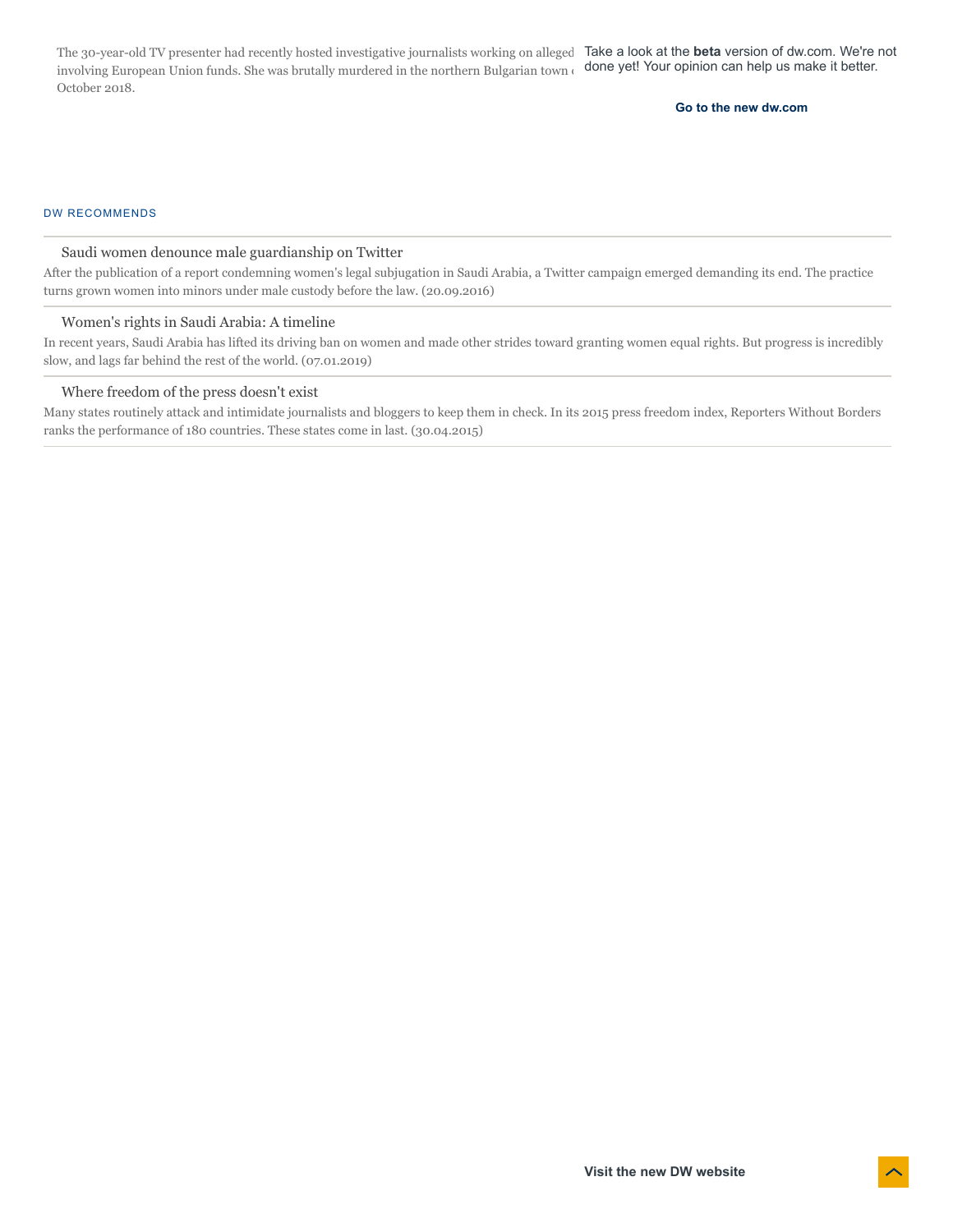The 30-year-old TV presenter had recently hosted investigative journalists working on alleged involving European Union funds. She was brutally murdered in the northern Bulgarian town October 2018.

Take a look at the **beta** version of dw.com. We're not done yet! Your opinion can help us make it better.

**Go to the new dw.com**

DW RECOMMENDS

### Saudi women denounce male guardianship on Twitter

After the publication of a report condemning women's legal subjugation in Saudi Arabia, a Twitter campaign emerged demanding its end. The practice turns grown women into minors under male custody before the law. (20.09.2016)

### Women's rights in Saudi Arabia: A timeline

In recent years, Saudi Arabia has lifted its driving ban on women and made other strides toward granting women equal rights. But progress is incredibly slow, and lags far behind the rest of the world. (07.01.2019)

### Where freedom of the press doesn't exist

Many states routinely attack and intimidate journalists and bloggers to keep them in check. In its 2015 press freedom index, Reporters Without Borders ranks the performance of 180 countries. These states come in last. (30.04.2015)

**Visit the new DW website**